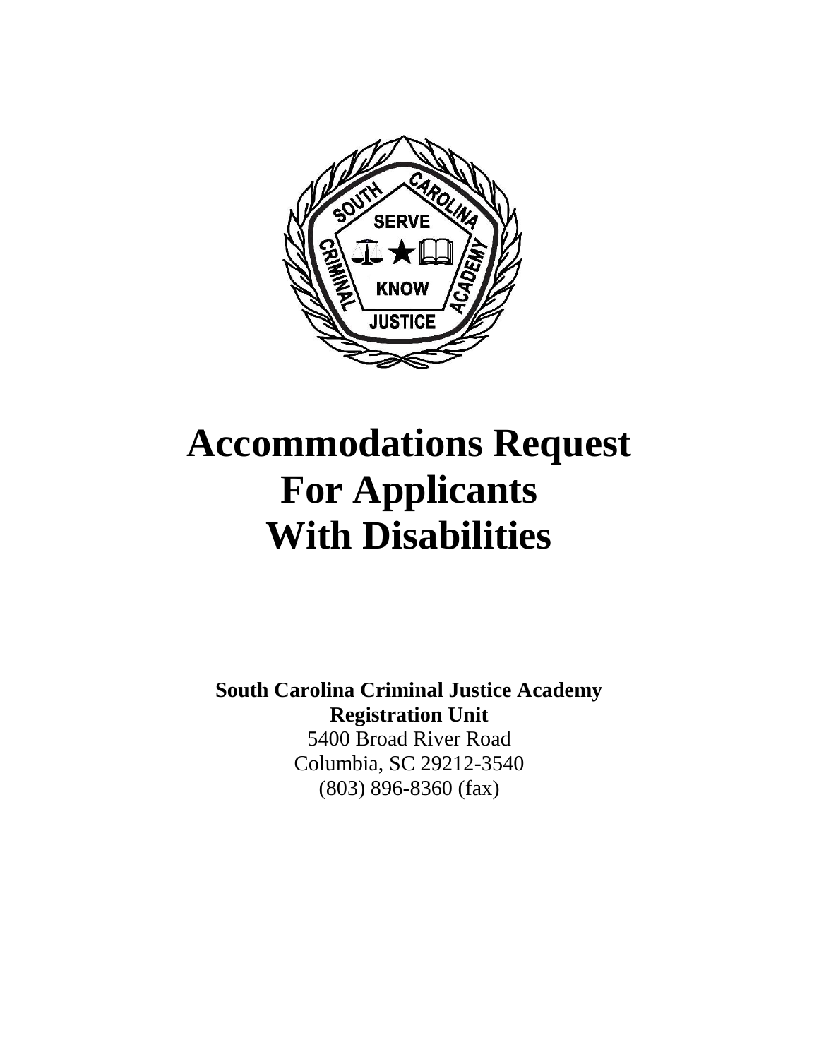# Accommodations Request For Applicants With Disabilities

**South Carolina Criminal Justice Academy**
**Registration Unit**
5400 Broad River Road
Columbia, SC 29212-3540
(803) 896-8360 (fax)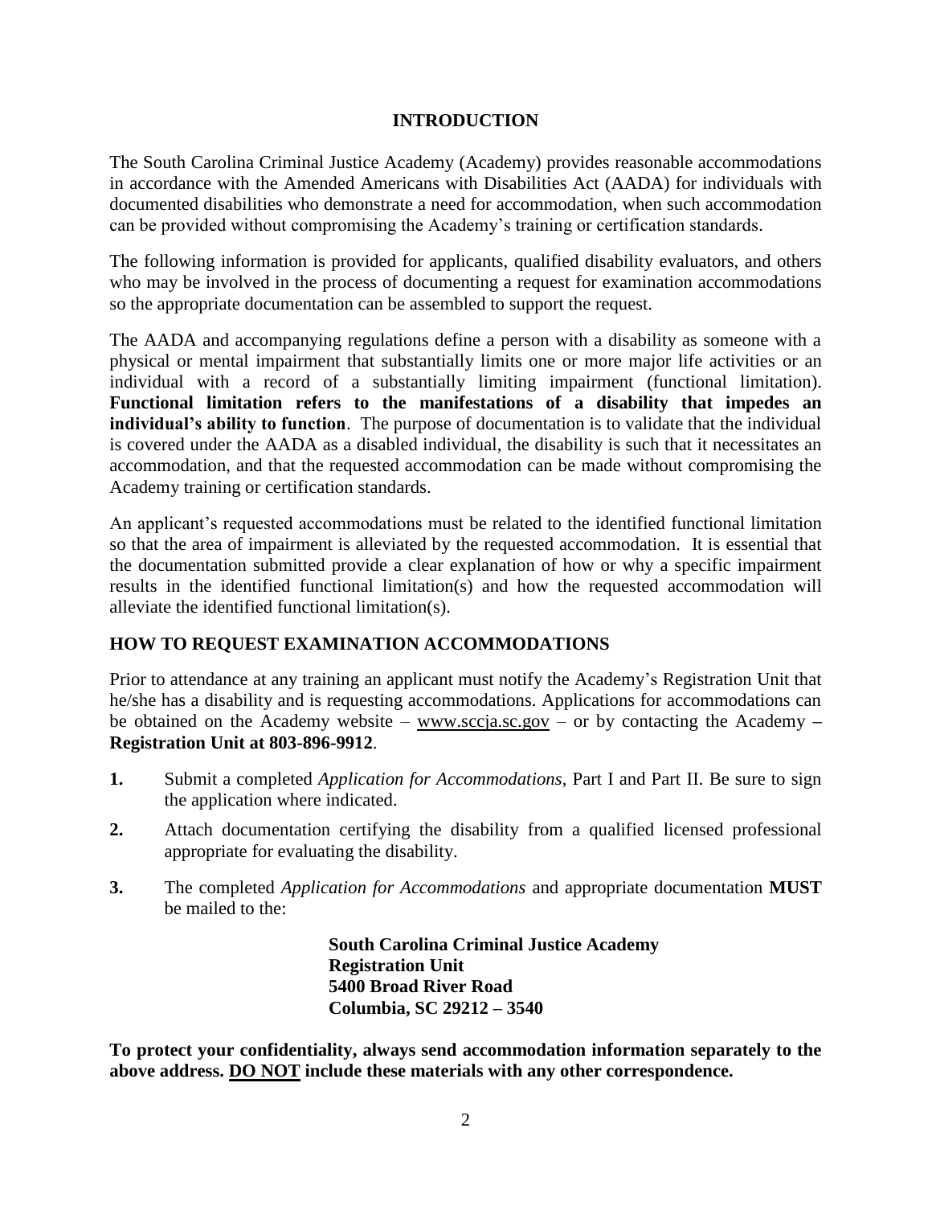## INTRODUCTION

The South Carolina Criminal Justice Academy (Academy) provides reasonable accommodations in accordance with the Amended Americans with Disabilities Act (AADA) for individuals with documented disabilities who demonstrate a need for accommodation, when such accommodation can be provided without compromising the Academy's training or certification standards.

The following information is provided for applicants, qualified disability evaluators, and others who may be involved in the process of documenting a request for examination accommodations so the appropriate documentation can be assembled to support the request.

The AADA and accompanying regulations define a person with a disability as someone with a physical or mental impairment that substantially limits one or more major life activities or an individual with a record of a substantially limiting impairment (functional limitation). **Functional limitation refers to the manifestations of a disability that impedes an individual's ability to function**. The purpose of documentation is to validate that the individual is covered under the AADA as a disabled individual, the disability is such that it necessitates an accommodation, and that the requested accommodation can be made without compromising the Academy training or certification standards.

An applicant's requested accommodations must be related to the identified functional limitation so that the area of impairment is alleviated by the requested accommodation. It is essential that the documentation submitted provide a clear explanation of how or why a specific impairment results in the identified functional limitation(s) and how the requested accommodation will alleviate the identified functional limitation(s).

## HOW TO REQUEST EXAMINATION ACCOMMODATIONS

Prior to attendance at any training an applicant must notify the Academy's Registration Unit that he/she has a disability and is requesting accommodations. Applications for accommodations can be obtained on the Academy website – www.sccja.sc.gov – or by contacting the Academy **– Registration Unit at 803-896-9912**.

1. Submit a completed *Application for Accommodations*, Part I and Part II. Be sure to sign the application where indicated.
2. Attach documentation certifying the disability from a qualified licensed professional appropriate for evaluating the disability.
3. The completed *Application for Accommodations* and appropriate documentation **MUST** be mailed to the:

   **South Carolina Criminal Justice Academy**
   **Registration Unit**
   **5400 Broad River Road**
   **Columbia, SC 29212 – 3540**

**To protect your confidentiality, always send accommodation information separately to the above address. DO NOT include these materials with any other correspondence.**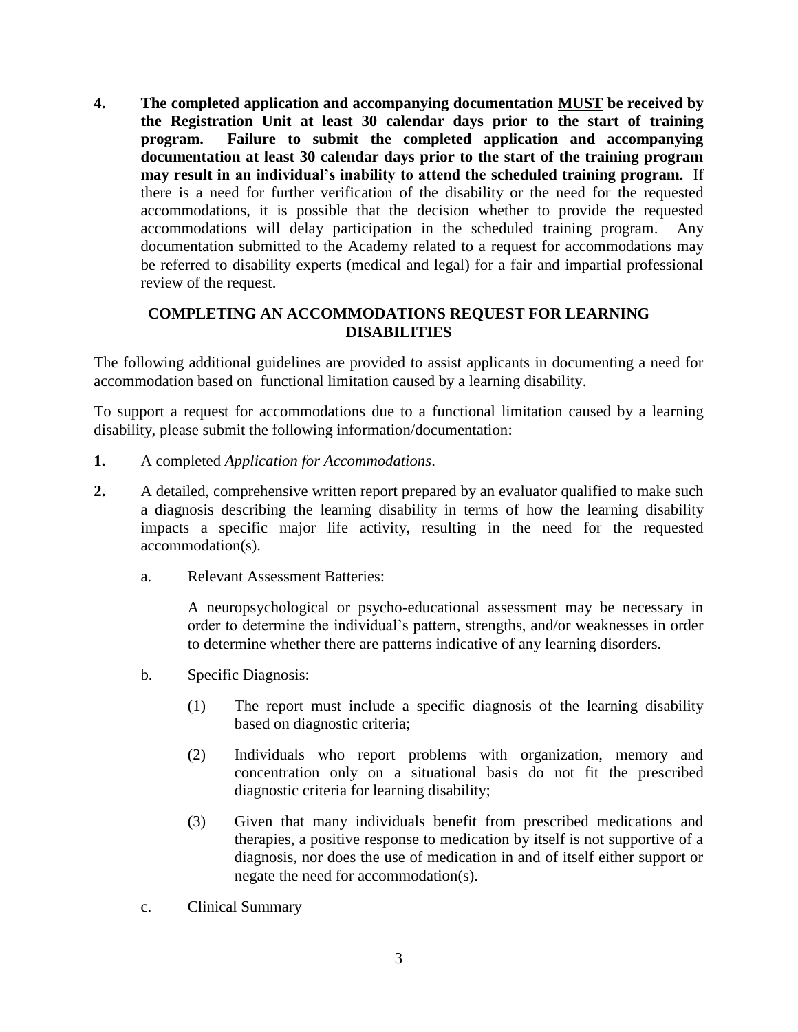4. **The completed application and accompanying documentation <u>MUST</u> be received by the Registration Unit at least 30 calendar days prior to the start of training program. Failure to submit the completed application and accompanying documentation at least 30 calendar days prior to the start of the training program may result in an individual's inability to attend the scheduled training program.** If there is a need for further verification of the disability or the need for the requested accommodations, it is possible that the decision whether to provide the requested accommodations will delay participation in the scheduled training program. Any documentation submitted to the Academy related to a request for accommodations may be referred to disability experts (medical and legal) for a fair and impartial professional review of the request.

## COMPLETING AN ACCOMMODATIONS REQUEST FOR LEARNING DISABILITIES

The following additional guidelines are provided to assist applicants in documenting a need for accommodation based on functional limitation caused by a learning disability.

To support a request for accommodations due to a functional limitation caused by a learning disability, please submit the following information/documentation:

1. A completed *Application for Accommodations*.

2. A detailed, comprehensive written report prepared by an evaluator qualified to make such a diagnosis describing the learning disability in terms of how the learning disability impacts a specific major life activity, resulting in the need for the requested accommodation(s).

   a. Relevant Assessment Batteries:

      A neuropsychological or psycho-educational assessment may be necessary in order to determine the individual's pattern, strengths, and/or weaknesses in order to determine whether there are patterns indicative of any learning disorders.

   b. Specific Diagnosis:

      (1) The report must include a specific diagnosis of the learning disability based on diagnostic criteria;

      (2) Individuals who report problems with organization, memory and concentration <u>only</u> on a situational basis do not fit the prescribed diagnostic criteria for learning disability;

      (3) Given that many individuals benefit from prescribed medications and therapies, a positive response to medication by itself is not supportive of a diagnosis, nor does the use of medication in and of itself either support or negate the need for accommodation(s).

   c. Clinical Summary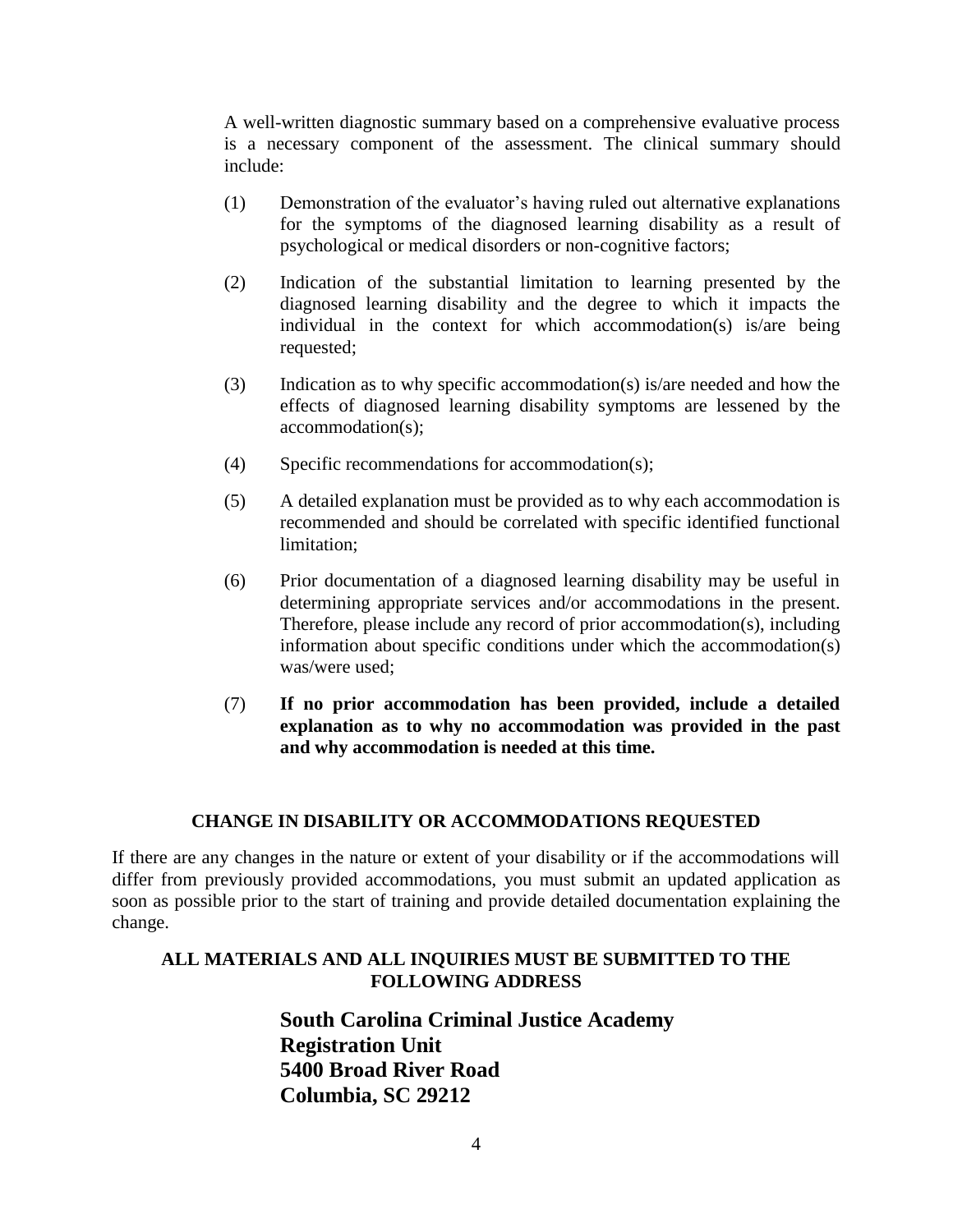A well-written diagnostic summary based on a comprehensive evaluative process is a necessary component of the assessment. The clinical summary should include:

(1) Demonstration of the evaluator's having ruled out alternative explanations for the symptoms of the diagnosed learning disability as a result of psychological or medical disorders or non-cognitive factors;

(2) Indication of the substantial limitation to learning presented by the diagnosed learning disability and the degree to which it impacts the individual in the context for which accommodation(s) is/are being requested;

(3) Indication as to why specific accommodation(s) is/are needed and how the effects of diagnosed learning disability symptoms are lessened by the accommodation(s);

(4) Specific recommendations for accommodation(s);

(5) A detailed explanation must be provided as to why each accommodation is recommended and should be correlated with specific identified functional limitation;

(6) Prior documentation of a diagnosed learning disability may be useful in determining appropriate services and/or accommodations in the present. Therefore, please include any record of prior accommodation(s), including information about specific conditions under which the accommodation(s) was/were used;

(7) **If no prior accommodation has been provided, include a detailed explanation as to why no accommodation was provided in the past and why accommodation is needed at this time.**

## CHANGE IN DISABILITY OR ACCOMMODATIONS REQUESTED

If there are any changes in the nature or extent of your disability or if the accommodations will differ from previously provided accommodations, you must submit an updated application as soon as possible prior to the start of training and provide detailed documentation explaining the change.

**ALL MATERIALS AND ALL INQUIRIES MUST BE SUBMITTED TO THE FOLLOWING ADDRESS**

**South Carolina Criminal Justice Academy**
**Registration Unit**
**5400 Broad River Road**
**Columbia, SC 29212**